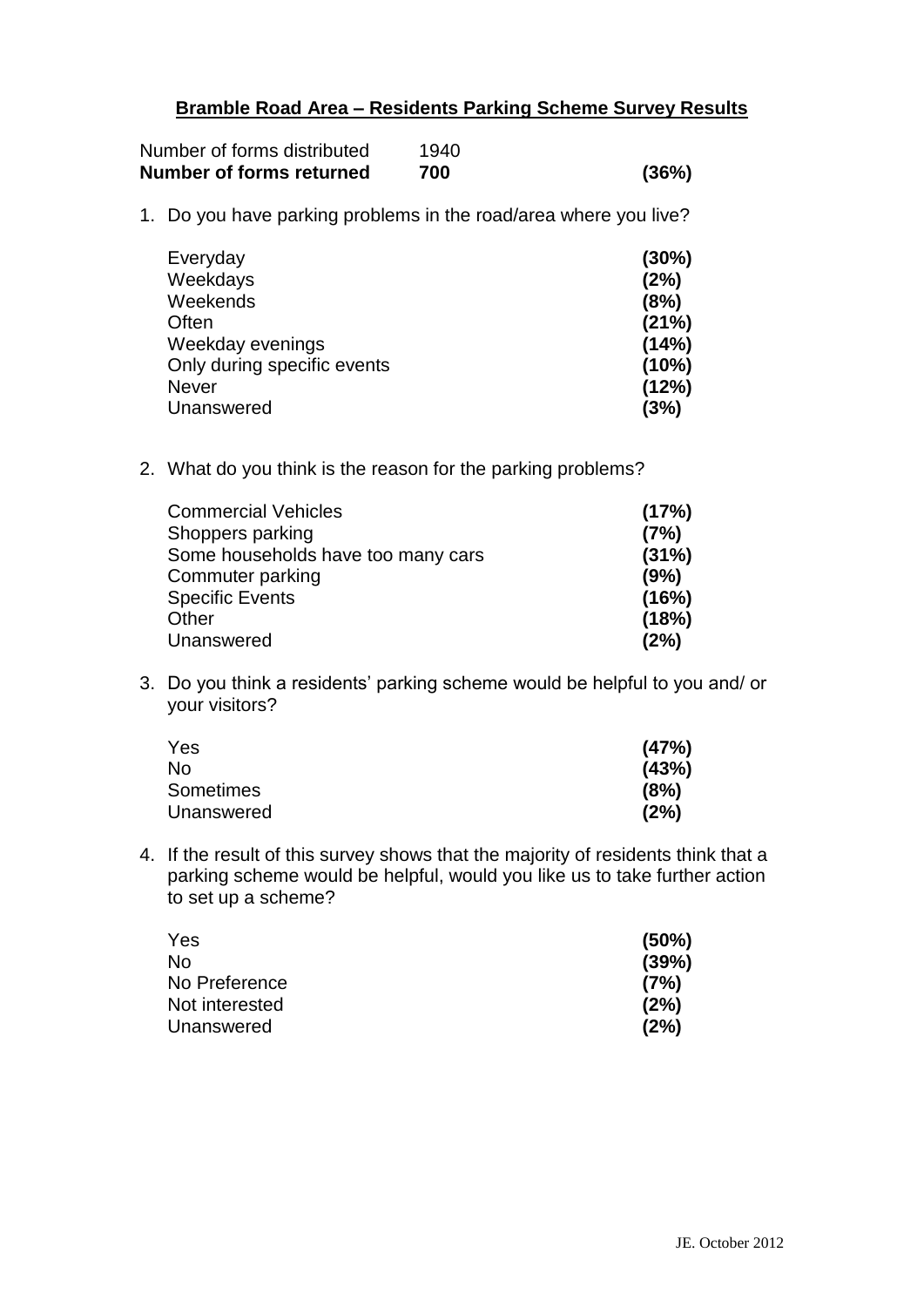## Bramble Road Area – Residents Parking Scheme Survey Results

| | | |
|---|---|---|
| Number of forms distributed | 1940 | |
| **Number of forms returned** | **700** | **(36%)** |

1. Do you have parking problems in the road/area where you live?

| | |
|---|---|
| Everyday | **(30%)** |
| Weekdays | **(2%)** |
| Weekends | **(8%)** |
| Often | **(21%)** |
| Weekday evenings | **(14%)** |
| Only during specific events | **(10%)** |
| Never | **(12%)** |
| Unanswered | **(3%)** |

2. What do you think is the reason for the parking problems?

| | |
|---|---|
| Commercial Vehicles | **(17%)** |
| Shoppers parking | **(7%)** |
| Some households have too many cars | **(31%)** |
| Commuter parking | **(9%)** |
| Specific Events | **(16%)** |
| Other | **(18%)** |
| Unanswered | **(2%)** |

3. Do you think a residents' parking scheme would be helpful to you and/ or your visitors?

| | |
|---|---|
| Yes | **(47%)** |
| No | **(43%)** |
| Sometimes | **(8%)** |
| Unanswered | **(2%)** |

4. If the result of this survey shows that the majority of residents think that a parking scheme would be helpful, would you like us to take further action to set up a scheme?

| | |
|---|---|
| Yes | **(50%)** |
| No | **(39%)** |
| No Preference | **(7%)** |
| Not interested | **(2%)** |
| Unanswered | **(2%)** |

JE. October 2012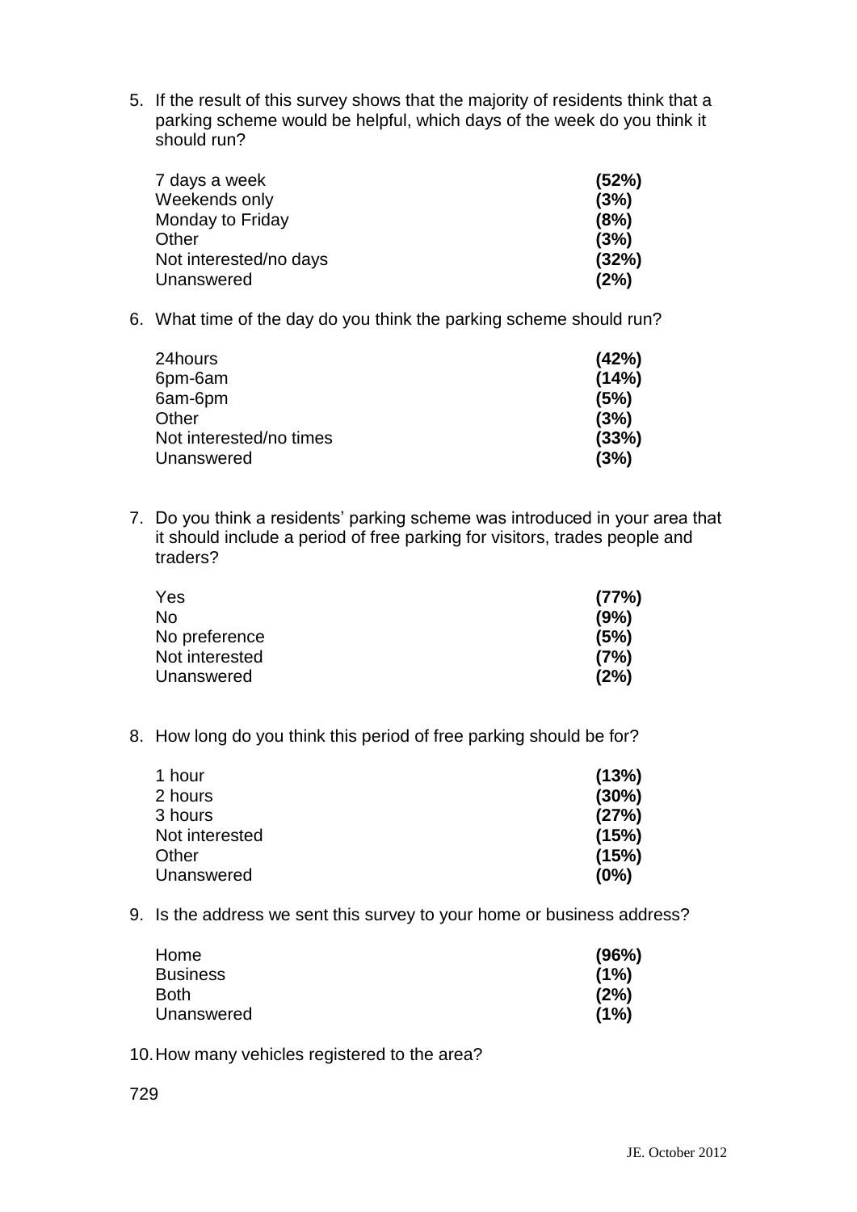5. If the result of this survey shows that the majority of residents think that a parking scheme would be helpful, which days of the week do you think it should run?

| | |
|---|---|
| 7 days a week | **(52%)** |
| Weekends only | **(3%)** |
| Monday to Friday | **(8%)** |
| Other | **(3%)** |
| Not interested/no days | **(32%)** |
| Unanswered | **(2%)** |

6. What time of the day do you think the parking scheme should run?

| | |
|---|---|
| 24hours | **(42%)** |
| 6pm-6am | **(14%)** |
| 6am-6pm | **(5%)** |
| Other | **(3%)** |
| Not interested/no times | **(33%)** |
| Unanswered | **(3%)** |

7. Do you think a residents' parking scheme was introduced in your area that it should include a period of free parking for visitors, trades people and traders?

| | |
|---|---|
| Yes | **(77%)** |
| No | **(9%)** |
| No preference | **(5%)** |
| Not interested | **(7%)** |
| Unanswered | **(2%)** |

8. How long do you think this period of free parking should be for?

| | |
|---|---|
| 1 hour | **(13%)** |
| 2 hours | **(30%)** |
| 3 hours | **(27%)** |
| Not interested | **(15%)** |
| Other | **(15%)** |
| Unanswered | **(0%)** |

9. Is the address we sent this survey to your home or business address?

| | |
|---|---|
| Home | **(96%)** |
| Business | **(1%)** |
| Both | **(2%)** |
| Unanswered | **(1%)** |

10. How many vehicles registered to the area?

729

JE. October 2012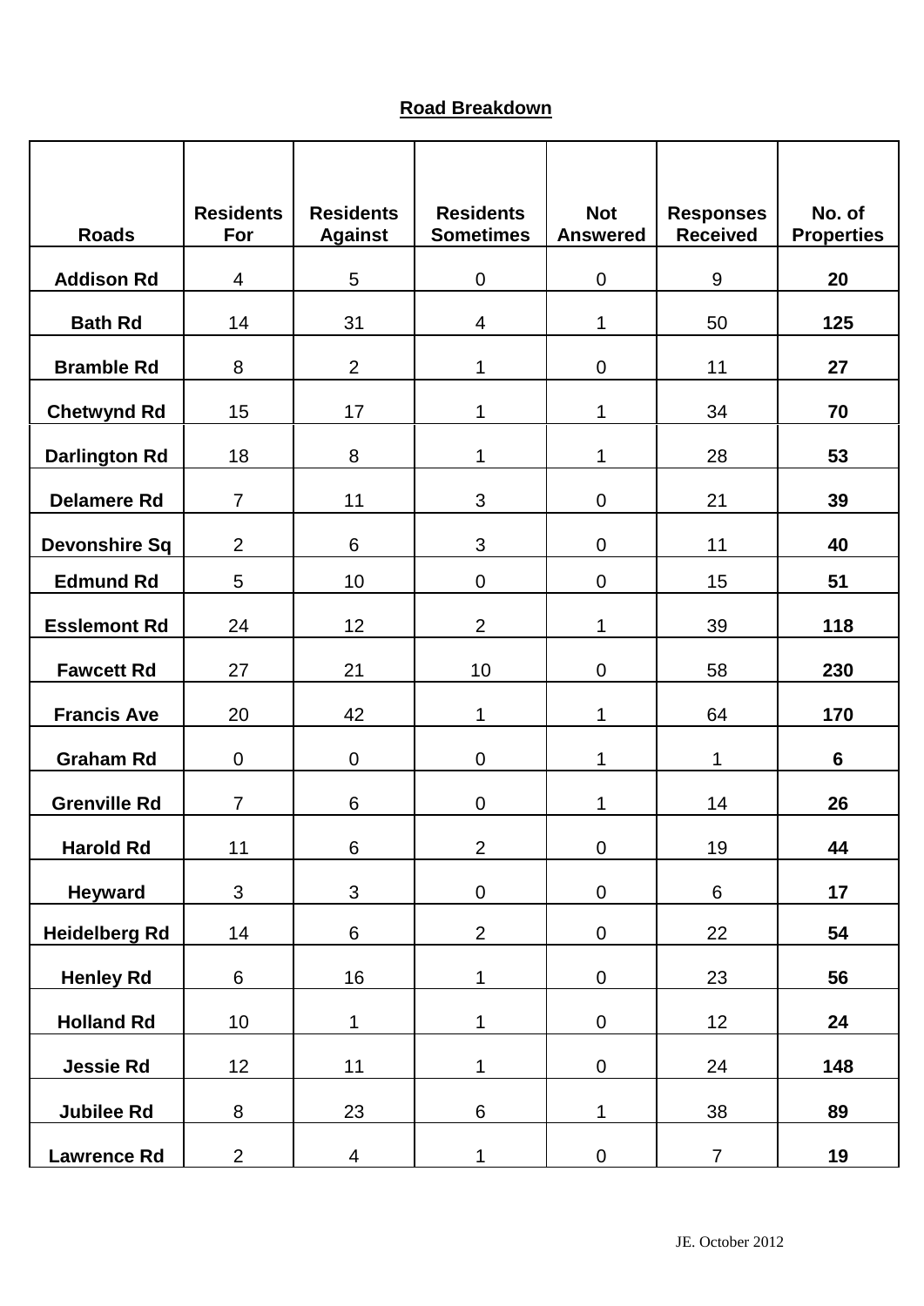**Road Breakdown**

| Roads | Residents For | Residents Against | Residents Sometimes | Not Answered | Responses Received | No. of Properties |
|---|---|---|---|---|---|---|
| **Addison Rd** | 4 | 5 | 0 | 0 | 9 | **20** |
| **Bath Rd** | 14 | 31 | 4 | 1 | 50 | **125** |
| **Bramble Rd** | 8 | 2 | 1 | 0 | 11 | **27** |
| **Chetwynd Rd** | 15 | 17 | 1 | 1 | 34 | **70** |
| **Darlington Rd** | 18 | 8 | 1 | 1 | 28 | **53** |
| **Delamere Rd** | 7 | 11 | 3 | 0 | 21 | **39** |
| **Devonshire Sq** | 2 | 6 | 3 | 0 | 11 | **40** |
| **Edmund Rd** | 5 | 10 | 0 | 0 | 15 | **51** |
| **Esslemont Rd** | 24 | 12 | 2 | 1 | 39 | **118** |
| **Fawcett Rd** | 27 | 21 | 10 | 0 | 58 | **230** |
| **Francis Ave** | 20 | 42 | 1 | 1 | 64 | **170** |
| **Graham Rd** | 0 | 0 | 0 | 1 | 1 | **6** |
| **Grenville Rd** | 7 | 6 | 0 | 1 | 14 | **26** |
| **Harold Rd** | 11 | 6 | 2 | 0 | 19 | **44** |
| **Heyward** | 3 | 3 | 0 | 0 | 6 | **17** |
| **Heidelberg Rd** | 14 | 6 | 2 | 0 | 22 | **54** |
| **Henley Rd** | 6 | 16 | 1 | 0 | 23 | **56** |
| **Holland Rd** | 10 | 1 | 1 | 0 | 12 | **24** |
| **Jessie Rd** | 12 | 11 | 1 | 0 | 24 | **148** |
| **Jubilee Rd** | 8 | 23 | 6 | 1 | 38 | **89** |
| **Lawrence Rd** | 2 | 4 | 1 | 0 | 7 | **19** |

JE. October 2012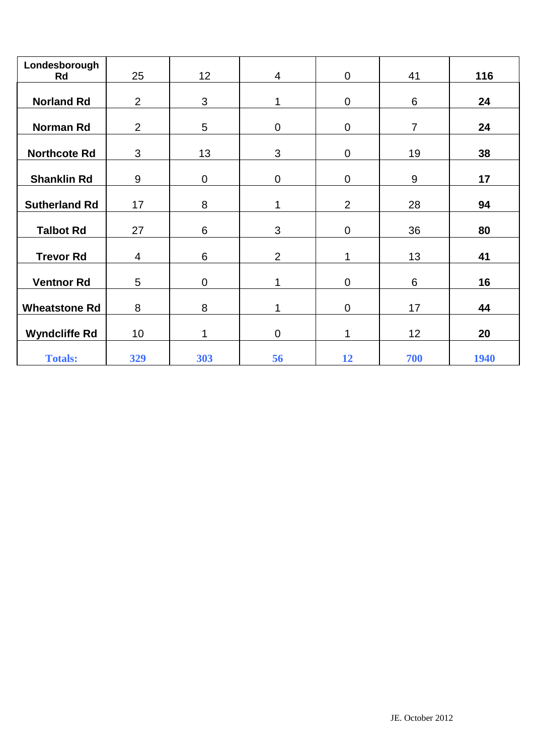| Londesborough Rd | 25 | 12 | 4 | 0 | 41 | **116** |
|---|---|---|---|---|---|---|
| **Norland Rd** | 2 | 3 | 1 | 0 | 6 | **24** |
| **Norman Rd** | 2 | 5 | 0 | 0 | 7 | **24** |
| **Northcote Rd** | 3 | 13 | 3 | 0 | 19 | **38** |
| **Shanklin Rd** | 9 | 0 | 0 | 0 | 9 | **17** |
| **Sutherland Rd** | 17 | 8 | 1 | 2 | 28 | **94** |
| **Talbot Rd** | 27 | 6 | 3 | 0 | 36 | **80** |
| **Trevor Rd** | 4 | 6 | 2 | 1 | 13 | **41** |
| **Ventnor Rd** | 5 | 0 | 1 | 0 | 6 | **16** |
| **Wheatstone Rd** | 8 | 8 | 1 | 0 | 17 | **44** |
| **Wyndcliffe Rd** | 10 | 1 | 0 | 1 | 12 | **20** |
| **Totals:** | **329** | **303** | **56** | **12** | **700** | **1940** |

JE. October 2012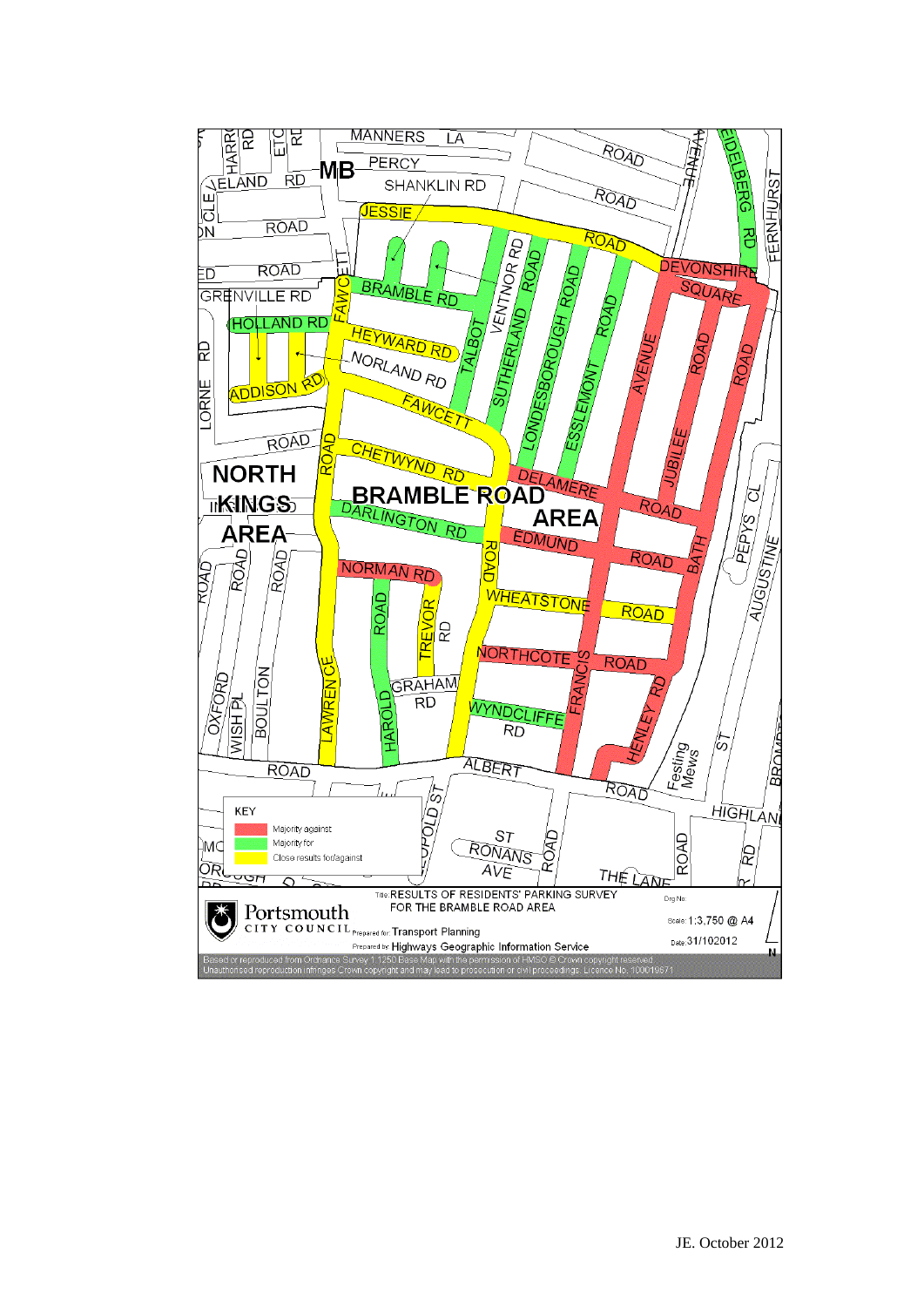KEY

Majority against

Majority for

Close results for/against

Title: RESULTS OF RESIDENTS' PARKING SURVEY FOR THE BRAMBLE ROAD AREA

Portsmouth CITY COUNCIL

Prepared for: Transport Planning

Prepared by: Highways Geographic Information Service

Drg No:

Scale: 1:3,750 @ A4

Date: 31/102012

Based or reproduced from Ordnance Survey 1:1250 Base Map with the permission of HMSO © Crown copyright reserved. Unauthorised reproduction infringes Crown copyright and may lead to prosecution or civil proceedings. Licence No. 100019671

JE. October 2012